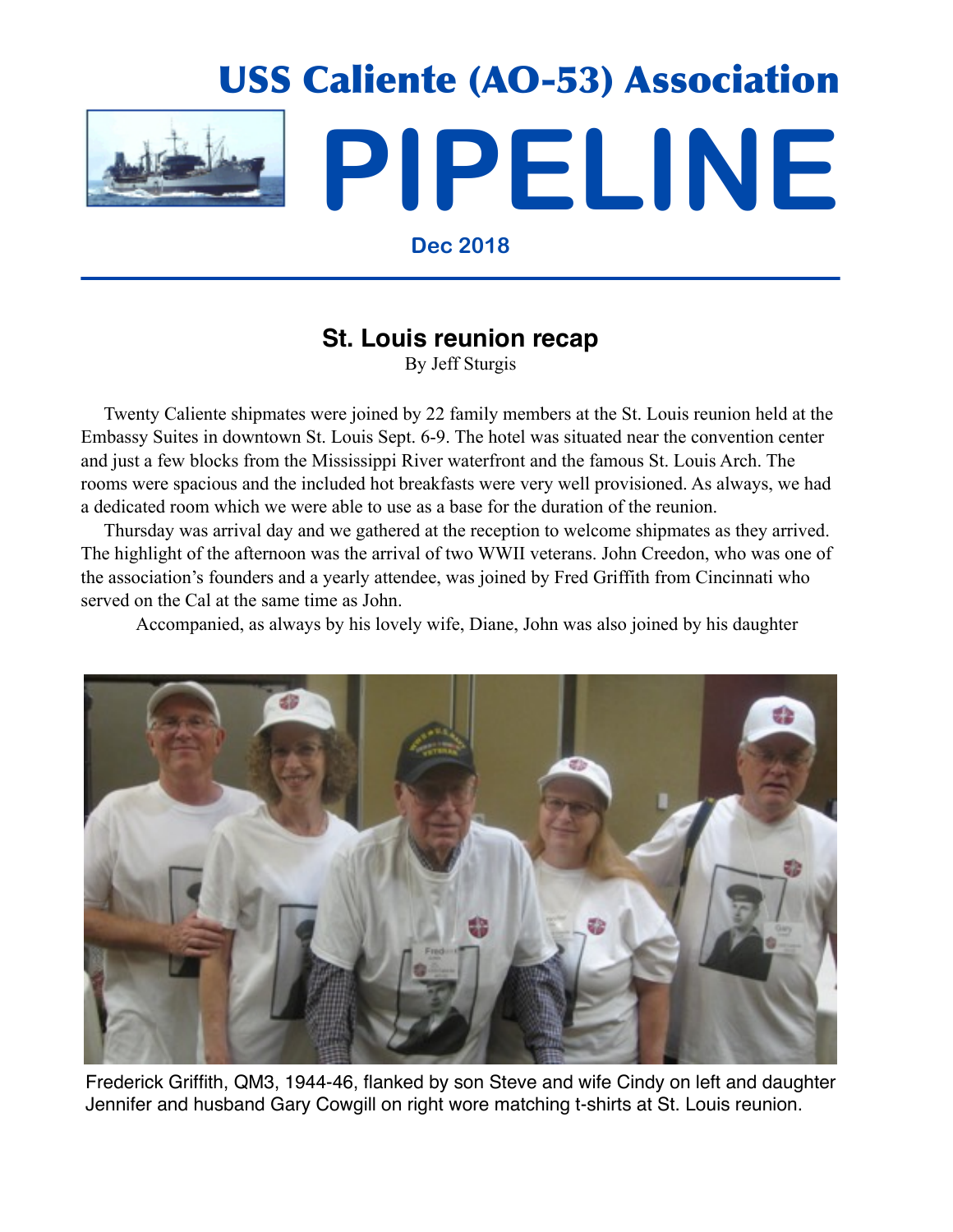# USS Caliente (AO-53) Association

# PIPELINE

**Dec 2018**

---

## St. Louis reunion recap

By Jeff Sturgis

Twenty Caliente shipmates were joined by 22 family members at the St. Louis reunion held at the Embassy Suites in downtown St. Louis Sept. 6-9. The hotel was situated near the convention center and just a few blocks from the Mississippi River waterfront and the famous St. Louis Arch. The rooms were spacious and the included hot breakfasts were very well provisioned. As always, we had a dedicated room which we were able to use as a base for the duration of the reunion.

Thursday was arrival day and we gathered at the reception to welcome shipmates as they arrived. The highlight of the afternoon was the arrival of two WWII veterans. John Creedon, who was one of the association's founders and a yearly attendee, was joined by Fred Griffith from Cincinnati who served on the Cal at the same time as John.

Accompanied, as always by his lovely wife, Diane, John was also joined by his daughter

Frederick Griffith, QM3, 1944-46, flanked by son Steve and wife Cindy on left and daughter Jennifer and husband Gary Cowgill on right wore matching t-shirts at St. Louis reunion.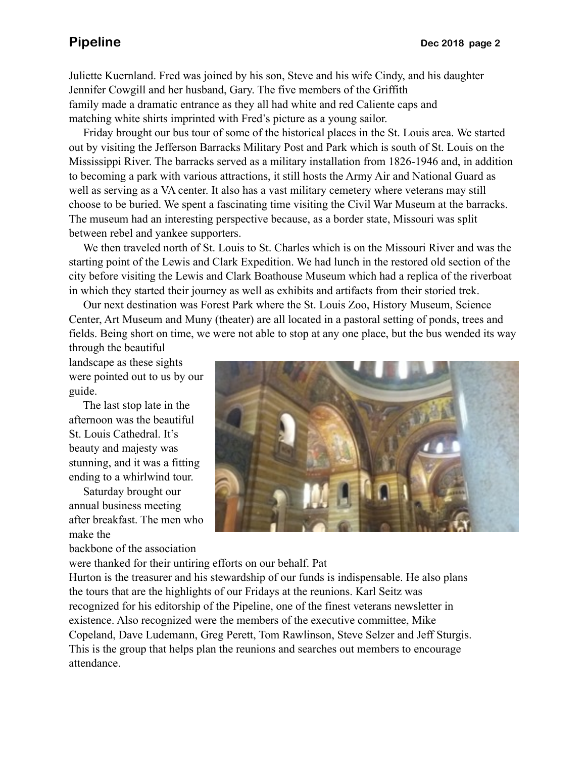Juliette Kuernland. Fred was joined by his son, Steve and his wife Cindy, and his daughter Jennifer Cowgill and her husband, Gary. The five members of the Griffith family made a dramatic entrance as they all had white and red Caliente caps and matching white shirts imprinted with Fred's picture as a young sailor.

Friday brought our bus tour of some of the historical places in the St. Louis area. We started out by visiting the Jefferson Barracks Military Post and Park which is south of St. Louis on the Mississippi River. The barracks served as a military installation from 1826-1946 and, in addition to becoming a park with various attractions, it still hosts the Army Air and National Guard as well as serving as a VA center. It also has a vast military cemetery where veterans may still choose to be buried. We spent a fascinating time visiting the Civil War Museum at the barracks. The museum had an interesting perspective because, as a border state, Missouri was split between rebel and yankee supporters.

We then traveled north of St. Louis to St. Charles which is on the Missouri River and was the starting point of the Lewis and Clark Expedition. We had lunch in the restored old section of the city before visiting the Lewis and Clark Boathouse Museum which had a replica of the riverboat in which they started their journey as well as exhibits and artifacts from their storied trek.

Our next destination was Forest Park where the St. Louis Zoo, History Museum, Science Center, Art Museum and Muny (theater) are all located in a pastoral setting of ponds, trees and fields. Being short on time, we were not able to stop at any one place, but the bus wended its way through the beautiful landscape as these sights were pointed out to us by our guide.

The last stop late in the afternoon was the beautiful St. Louis Cathedral. It's beauty and majesty was stunning, and it was a fitting ending to a whirlwind tour.

Saturday brought our annual business meeting after breakfast. The men who make the backbone of the association were thanked for their untiring efforts on our behalf. Pat Hurton is the treasurer and his stewardship of our funds is indispensable. He also plans the tours that are the highlights of our Fridays at the reunions. Karl Seitz was recognized for his editorship of the Pipeline, one of the finest veterans newsletter in existence. Also recognized were the members of the executive committee, Mike Copeland, Dave Ludemann, Greg Perett, Tom Rawlinson, Steve Selzer and Jeff Sturgis. This is the group that helps plan the reunions and searches out members to encourage attendance.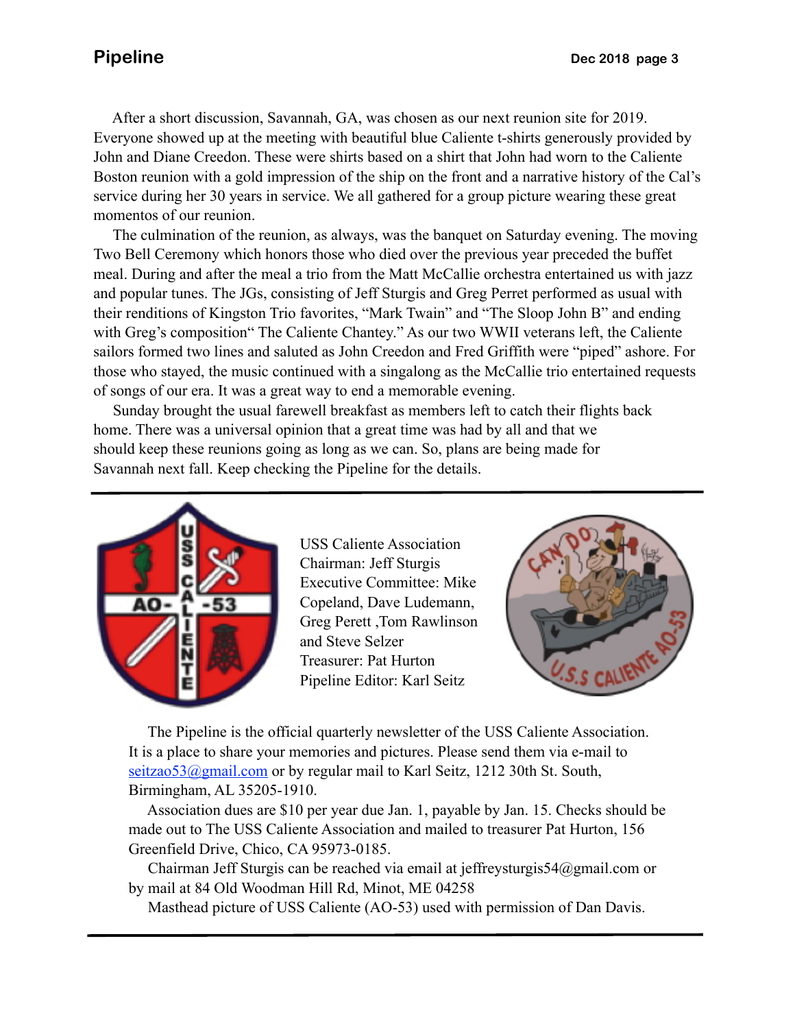After a short discussion, Savannah, GA, was chosen as our next reunion site for 2019. Everyone showed up at the meeting with beautiful blue Caliente t-shirts generously provided by John and Diane Creedon. These were shirts based on a shirt that John had worn to the Caliente Boston reunion with a gold impression of the ship on the front and a narrative history of the Cal's service during her 30 years in service. We all gathered for a group picture wearing these great momentos of our reunion.

The culmination of the reunion, as always, was the banquet on Saturday evening. The moving Two Bell Ceremony which honors those who died over the previous year preceded the buffet meal. During and after the meal a trio from the Matt McCallie orchestra entertained us with jazz and popular tunes. The JGs, consisting of Jeff Sturgis and Greg Perret performed as usual with their renditions of Kingston Trio favorites, "Mark Twain" and "The Sloop John B" and ending with Greg's composition" The Caliente Chantey." As our two WWII veterans left, the Caliente sailors formed two lines and saluted as John Creedon and Fred Griffith were "piped" ashore. For those who stayed, the music continued with a singalong as the McCallie trio entertained requests of songs of our era. It was a great way to end a memorable evening.

Sunday brought the usual farewell breakfast as members left to catch their flights back home. There was a universal opinion that a great time was had by all and that we should keep these reunions going as long as we can. So, plans are being made for Savannah next fall. Keep checking the Pipeline for the details.

---

USS Caliente Association
Chairman: Jeff Sturgis
Executive Committee: Mike Copeland, Dave Ludemann, Greg Perett ,Tom Rawlinson and Steve Selzer
Treasurer: Pat Hurton
Pipeline Editor: Karl Seitz

The Pipeline is the official quarterly newsletter of the USS Caliente Association. It is a place to share your memories and pictures. Please send them via e-mail to seitzao53@gmail.com or by regular mail to Karl Seitz, 1212 30th St. South, Birmingham, AL 35205-1910.

Association dues are $10 per year due Jan. 1, payable by Jan. 15. Checks should be made out to The USS Caliente Association and mailed to treasurer Pat Hurton, 156 Greenfield Drive, Chico, CA 95973-0185.

Chairman Jeff Sturgis can be reached via email at jeffreysturgis54@gmail.com or by mail at 84 Old Woodman Hill Rd, Minot, ME 04258

Masthead picture of USS Caliente (AO-53) used with permission of Dan Davis.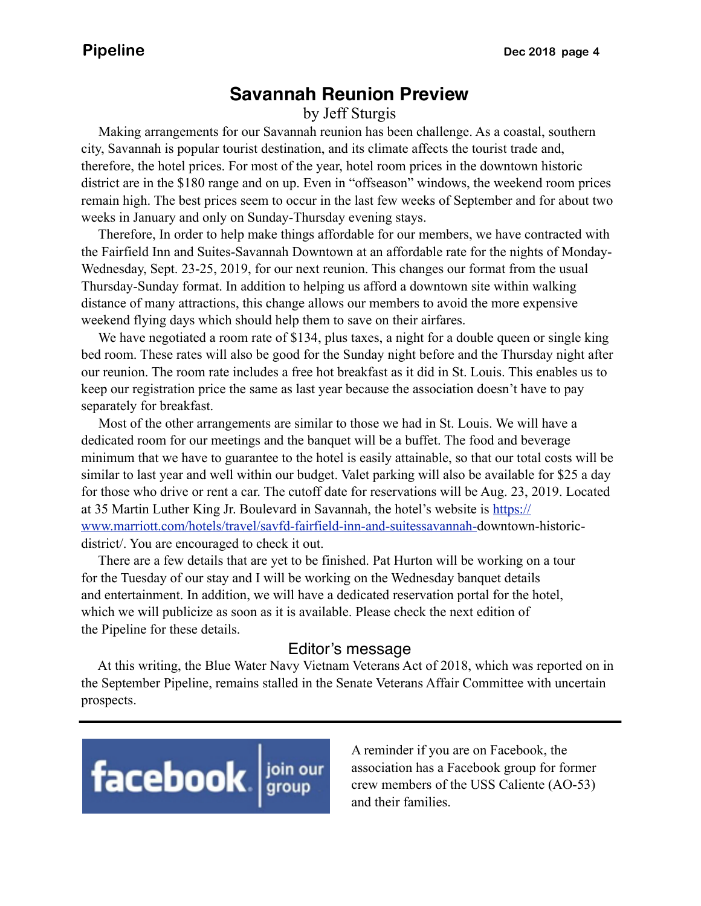# Savannah Reunion Preview

by Jeff Sturgis

Making arrangements for our Savannah reunion has been challenge. As a coastal, southern city, Savannah is popular tourist destination, and its climate affects the tourist trade and, therefore, the hotel prices. For most of the year, hotel room prices in the downtown historic district are in the $180 range and on up. Even in “offseason” windows, the weekend room prices remain high. The best prices seem to occur in the last few weeks of September and for about two weeks in January and only on Sunday-Thursday evening stays.

Therefore, In order to help make things affordable for our members, we have contracted with the Fairfield Inn and Suites-Savannah Downtown at an affordable rate for the nights of Monday-Wednesday, Sept. 23-25, 2019, for our next reunion. This changes our format from the usual Thursday-Sunday format. In addition to helping us afford a downtown site within walking distance of many attractions, this change allows our members to avoid the more expensive weekend flying days which should help them to save on their airfares.

We have negotiated a room rate of $134, plus taxes, a night for a double queen or single king bed room. These rates will also be good for the Sunday night before and the Thursday night after our reunion. The room rate includes a free hot breakfast as it did in St. Louis. This enables us to keep our registration price the same as last year because the association doesn’t have to pay separately for breakfast.

Most of the other arrangements are similar to those we had in St. Louis. We will have a dedicated room for our meetings and the banquet will be a buffet. The food and beverage minimum that we have to guarantee to the hotel is easily attainable, so that our total costs will be similar to last year and well within our budget. Valet parking will also be available for $25 a day for those who drive or rent a car. The cutoff date for reservations will be Aug. 23, 2019. Located at 35 Martin Luther King Jr. Boulevard in Savannah, the hotel’s website is https://www.marriott.com/hotels/travel/savfd-fairfield-inn-and-suitessavannah-downtown-historic-district/. You are encouraged to check it out.

There are a few details that are yet to be finished. Pat Hurton will be working on a tour for the Tuesday of our stay and I will be working on the Wednesday banquet details and entertainment. In addition, we will have a dedicated reservation portal for the hotel, which we will publicize as soon as it is available. Please check the next edition of the Pipeline for these details.

## Editor’s message

At this writing, the Blue Water Navy Vietnam Veterans Act of 2018, which was reported on in the September Pipeline, remains stalled in the Senate Veterans Affair Committee with uncertain prospects.

---

facebook | join our group

A reminder if you are on Facebook, the association has a Facebook group for former crew members of the USS Caliente (AO-53) and their families.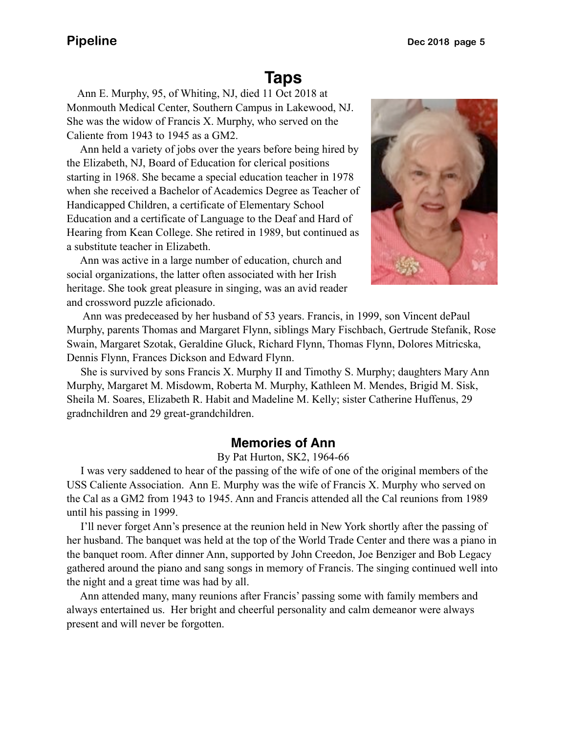# Taps

Ann E. Murphy, 95, of Whiting, NJ, died 11 Oct 2018 at Monmouth Medical Center, Southern Campus in Lakewood, NJ. She was the widow of Francis X. Murphy, who served on the Caliente from 1943 to 1945 as a GM2.

Ann held a variety of jobs over the years before being hired by the Elizabeth, NJ, Board of Education for clerical positions starting in 1968. She became a special education teacher in 1978 when she received a Bachelor of Academics Degree as Teacher of Handicapped Children, a certificate of Elementary School Education and a certificate of Language to the Deaf and Hard of Hearing from Kean College. She retired in 1989, but continued as a substitute teacher in Elizabeth.

Ann was active in a large number of education, church and social organizations, the latter often associated with her Irish heritage. She took great pleasure in singing, was an avid reader and crossword puzzle aficionado.

Ann was predeceased by her husband of 53 years. Francis, in 1999, son Vincent dePaul Murphy, parents Thomas and Margaret Flynn, siblings Mary Fischbach, Gertrude Stefanik, Rose Swain, Margaret Szotak, Geraldine Gluck, Richard Flynn, Thomas Flynn, Dolores Mitricska, Dennis Flynn, Frances Dickson and Edward Flynn.

She is survived by sons Francis X. Murphy II and Timothy S. Murphy; daughters Mary Ann Murphy, Margaret M. Misdowm, Roberta M. Murphy, Kathleen M. Mendes, Brigid M. Sisk, Sheila M. Soares, Elizabeth R. Habit and Madeline M. Kelly; sister Catherine Huffenus, 29 gradnchildren and 29 great-grandchildren.

## Memories of Ann

By Pat Hurton, SK2, 1964-66

I was very saddened to hear of the passing of the wife of one of the original members of the USS Caliente Association. Ann E. Murphy was the wife of Francis X. Murphy who served on the Cal as a GM2 from 1943 to 1945. Ann and Francis attended all the Cal reunions from 1989 until his passing in 1999.

I'll never forget Ann's presence at the reunion held in New York shortly after the passing of her husband. The banquet was held at the top of the World Trade Center and there was a piano in the banquet room. After dinner Ann, supported by John Creedon, Joe Benziger and Bob Legacy gathered around the piano and sang songs in memory of Francis. The singing continued well into the night and a great time was had by all.

Ann attended many, many reunions after Francis' passing some with family members and always entertained us. Her bright and cheerful personality and calm demeanor were always present and will never be forgotten.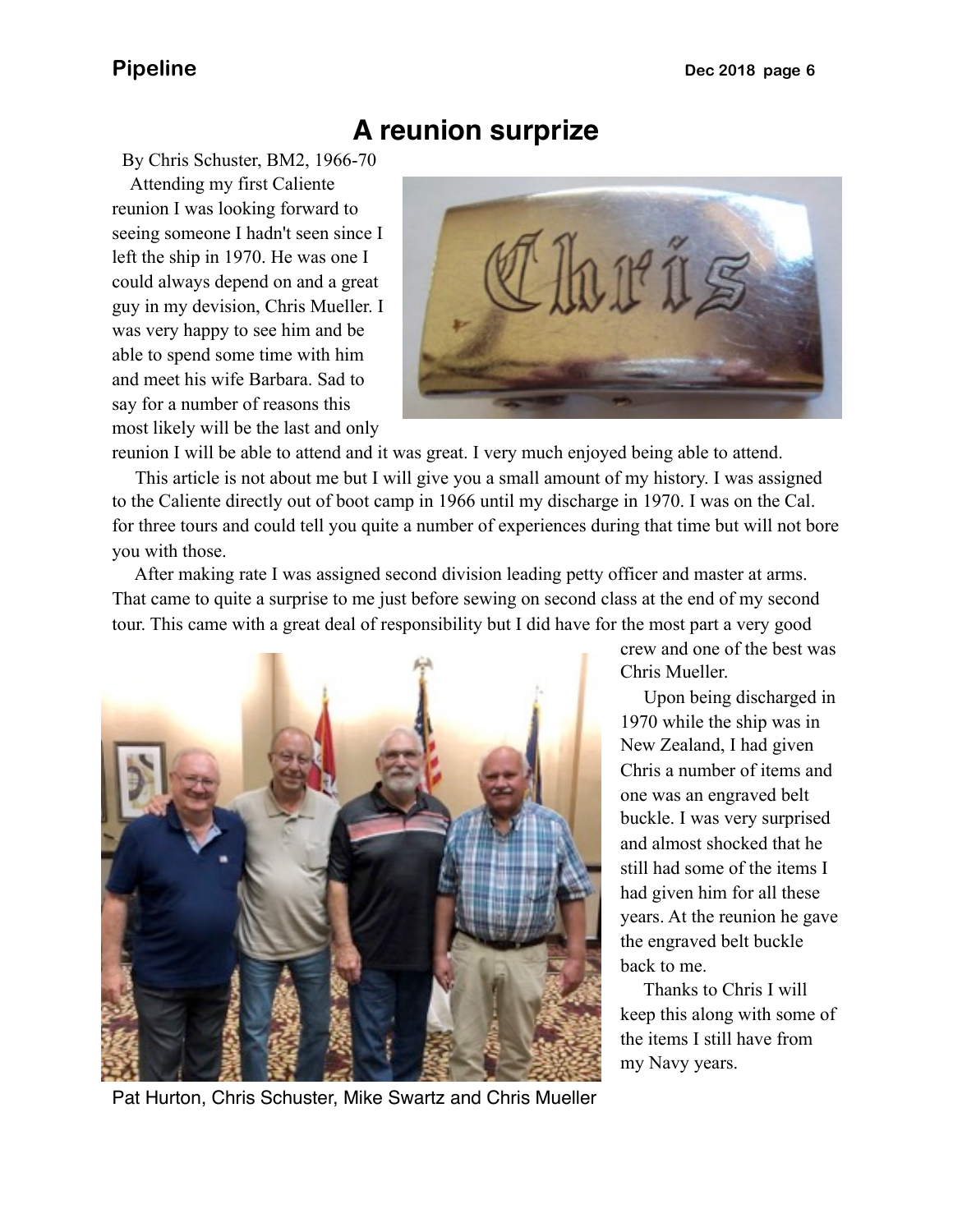# A reunion surprize

By Chris Schuster, BM2, 1966-70

Attending my first Caliente reunion I was looking forward to seeing someone I hadn't seen since I left the ship in 1970. He was one I could always depend on and a great guy in my devision, Chris Mueller. I was very happy to see him and be able to spend some time with him and meet his wife Barbara. Sad to say for a number of reasons this most likely will be the last and only reunion I will be able to attend and it was great. I very much enjoyed being able to attend.

This article is not about me but I will give you a small amount of my history. I was assigned to the Caliente directly out of boot camp in 1966 until my discharge in 1970. I was on the Cal. for three tours and could tell you quite a number of experiences during that time but will not bore you with those.

After making rate I was assigned second division leading petty officer and master at arms. That came to quite a surprise to me just before sewing on second class at the end of my second tour. This came with a great deal of responsibility but I did have for the most part a very good crew and one of the best was Chris Mueller.

Upon being discharged in 1970 while the ship was in New Zealand, I had given Chris a number of items and one was an engraved belt buckle. I was very surprised and almost shocked that he still had some of the items I had given him for all these years. At the reunion he gave the engraved belt buckle back to me.

Thanks to Chris I will keep this along with some of the items I still have from my Navy years.

Pat Hurton, Chris Schuster, Mike Swartz and Chris Mueller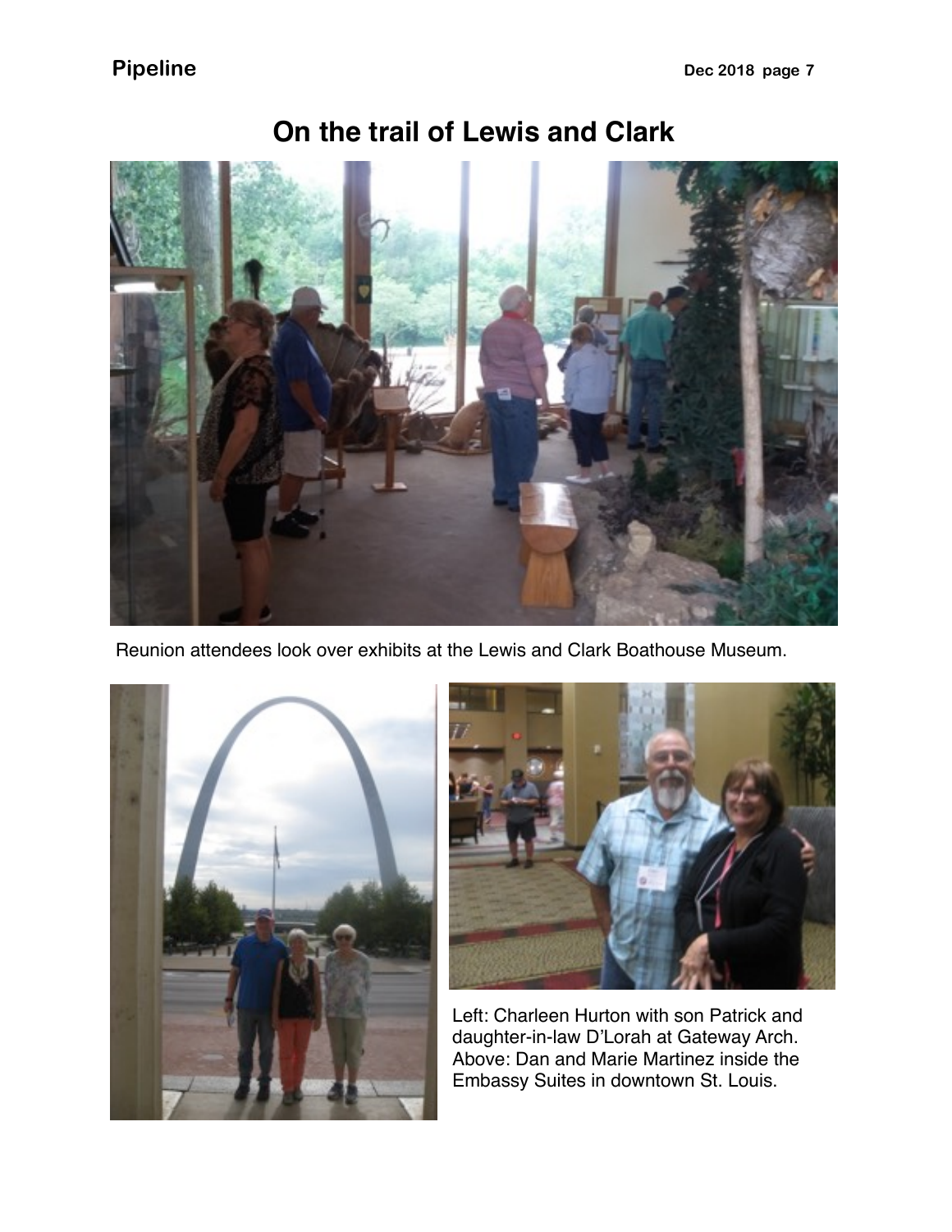# On the trail of Lewis and Clark

Reunion attendees look over exhibits at the Lewis and Clark Boathouse Museum.

Left: Charleen Hurton with son Patrick and daughter-in-law D'Lorah at Gateway Arch. Above: Dan and Marie Martinez inside the Embassy Suites in downtown St. Louis.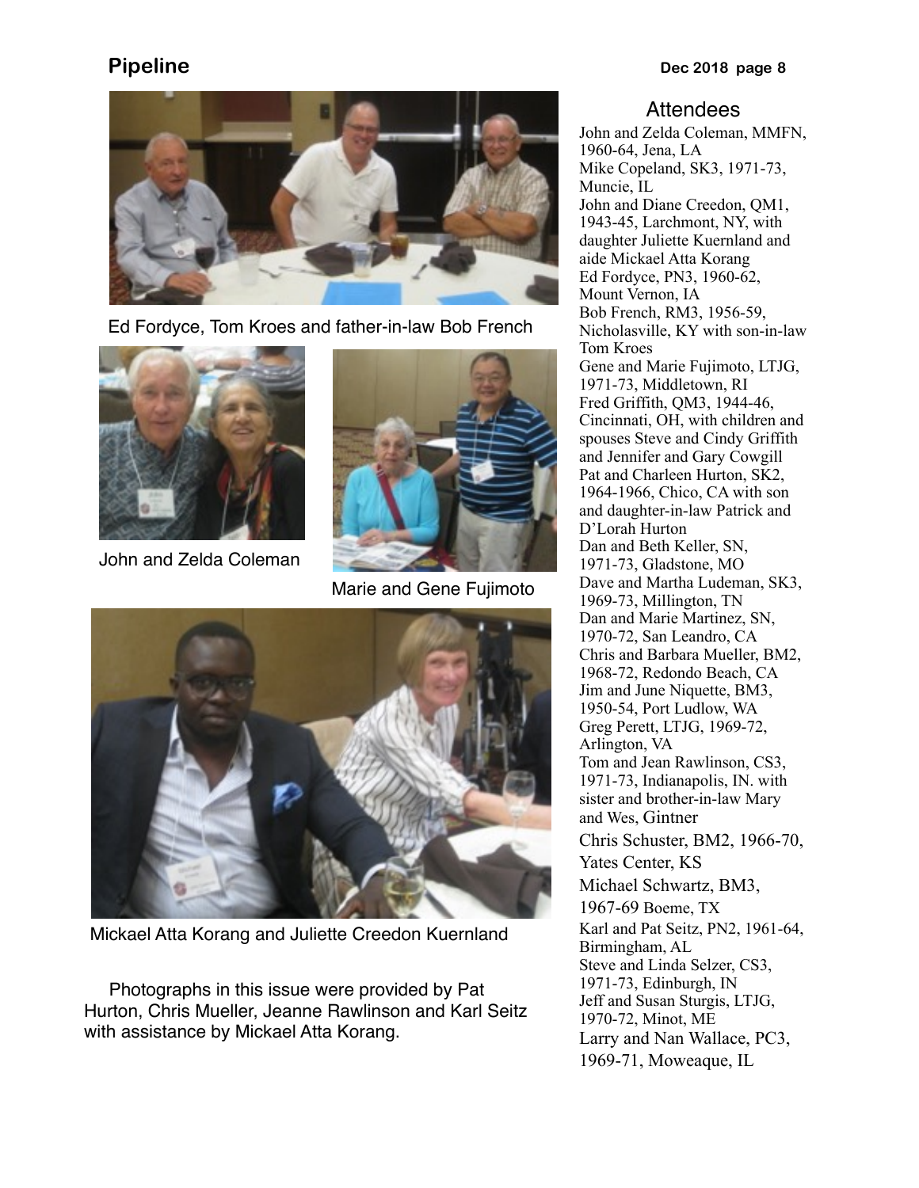Ed Fordyce, Tom Kroes and father-in-law Bob French

John and Zelda Coleman

Marie and Gene Fujimoto

Mickael Atta Korang and Juliette Creedon Kuernland

Photographs in this issue were provided by Pat Hurton, Chris Mueller, Jeanne Rawlinson and Karl Seitz with assistance by Mickael Atta Korang.

## Attendees

John and Zelda Coleman, MMFN, 1960-64, Jena, LA
Mike Copeland, SK3, 1971-73, Muncie, IL
John and Diane Creedon, QM1, 1943-45, Larchmont, NY, with daughter Juliette Kuernland and aide Mickael Atta Korang
Ed Fordyce, PN3, 1960-62, Mount Vernon, IA
Bob French, RM3, 1956-59, Nicholasville, KY with son-in-law Tom Kroes
Gene and Marie Fujimoto, LTJG, 1971-73, Middletown, RI
Fred Griffith, QM3, 1944-46, Cincinnati, OH, with children and spouses Steve and Cindy Griffith and Jennifer and Gary Cowgill
Pat and Charleen Hurton, SK2, 1964-1966, Chico, CA with son and daughter-in-law Patrick and D'Lorah Hurton
Dan and Beth Keller, SN, 1971-73, Gladstone, MO
Dave and Martha Ludeman, SK3, 1969-73, Millington, TN
Dan and Marie Martinez, SN, 1970-72, San Leandro, CA
Chris and Barbara Mueller, BM2, 1968-72, Redondo Beach, CA
Jim and June Niquette, BM3, 1950-54, Port Ludlow, WA
Greg Perett, LTJG, 1969-72, Arlington, VA
Tom and Jean Rawlinson, CS3, 1971-73, Indianapolis, IN. with sister and brother-in-law Mary and Wes, Gintner
Chris Schuster, BM2, 1966-70, Yates Center, KS
Michael Schwartz, BM3, 1967-69 Boeme, TX
Karl and Pat Seitz, PN2, 1961-64, Birmingham, AL
Steve and Linda Selzer, CS3, 1971-73, Edinburgh, IN
Jeff and Susan Sturgis, LTJG, 1970-72, Minot, ME
Larry and Nan Wallace, PC3, 1969-71, Moweaque, IL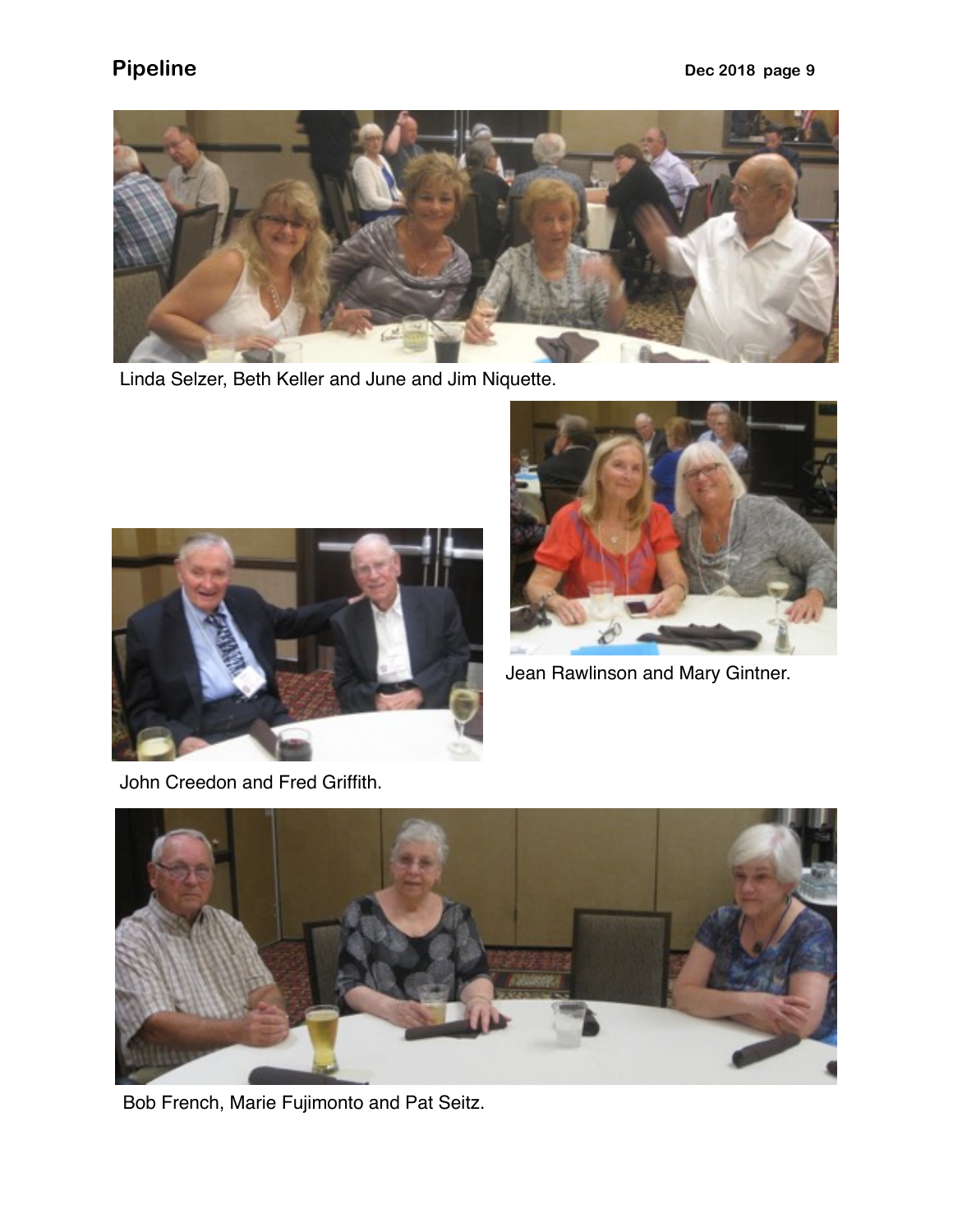Linda Selzer, Beth Keller and June and Jim Niquette.

Jean Rawlinson and Mary Gintner.

John Creedon and Fred Griffith.

Bob French, Marie Fujimonto and Pat Seitz.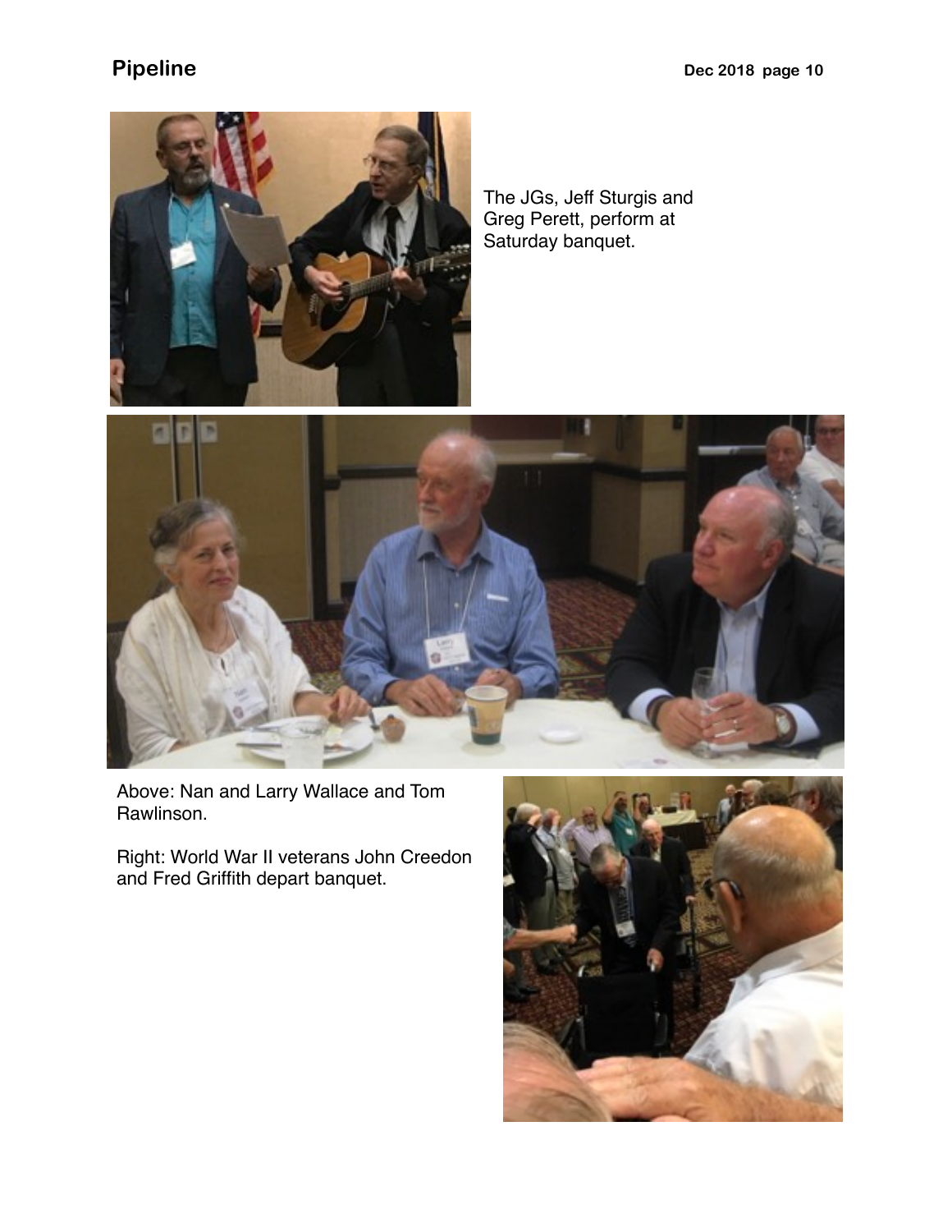The JGs, Jeff Sturgis and Greg Perett, perform at Saturday banquet.

Above: Nan and Larry Wallace and Tom Rawlinson.

Right: World War II veterans John Creedon and Fred Griffith depart banquet.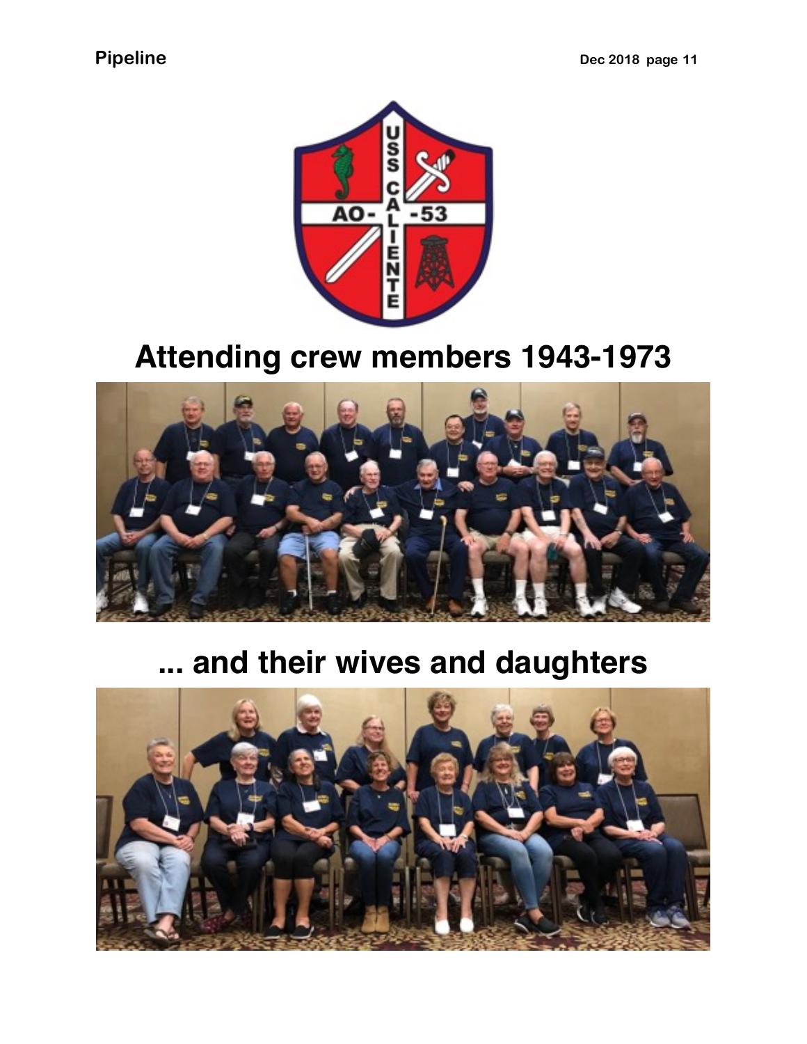# Attending crew members 1943-1973

# ... and their wives and daughters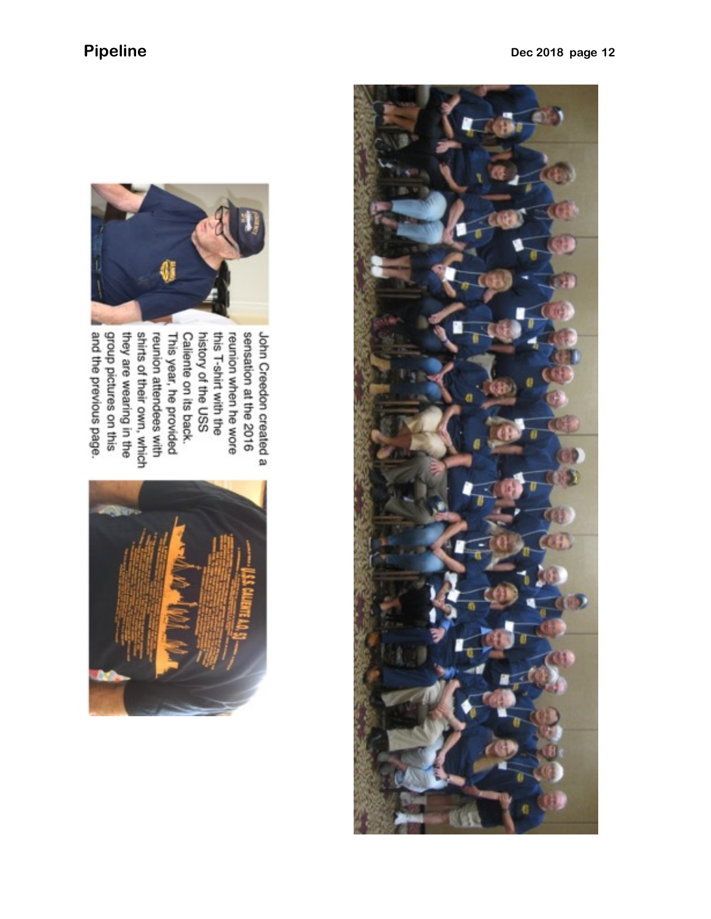John Creedon created a sensation at the 2016 reunion when he wore this T-shirt with the history of the USS Caliente on its back. This year, he provided reunion attendees with shirts of their own, which they are wearing in the group pictures on this and the previous page.